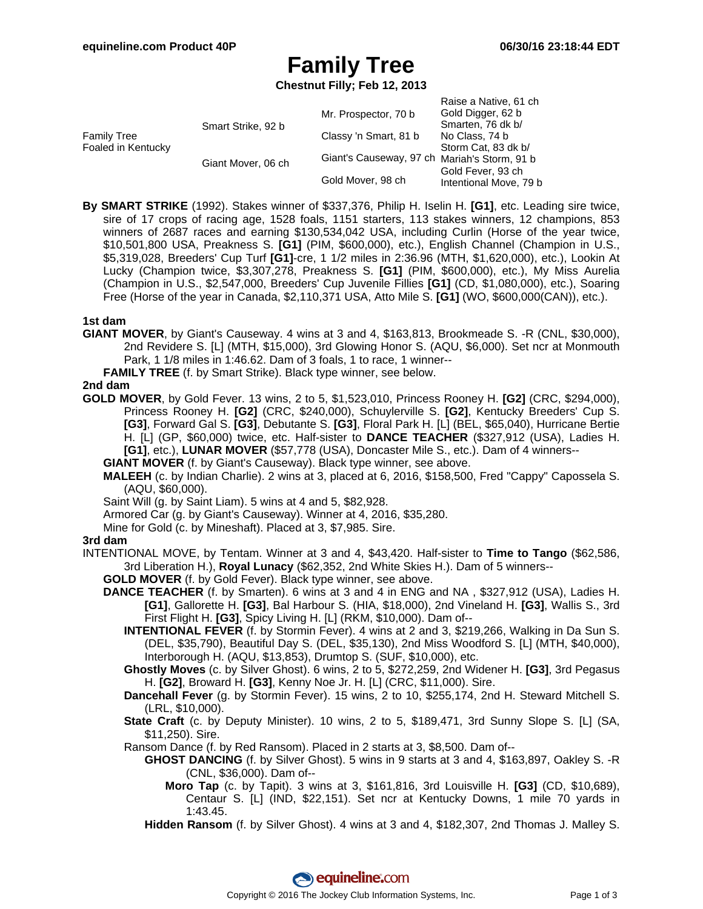# Family Tree

**Chestnut Filly; Feb 12, 2013**

| | | | |
|---|---|---|---|
| Family Tree<br>Foaled in Kentucky | Smart Strike, 92 b | Mr. Prospector, 70 b | Raise a Native, 61 ch<br>Gold Digger, 62 b |
| | | Classy 'n Smart, 81 b | Smarten, 76 dk b/<br>No Class, 74 b |
| | Giant Mover, 06 ch | Giant's Causeway, 97 ch | Storm Cat, 83 dk b/<br>Mariah's Storm, 91 b |
| | | Gold Mover, 98 ch | Gold Fever, 93 ch<br>Intentional Move, 79 b |

**By SMART STRIKE** (1992). Stakes winner of $337,376, Philip H. Iselin H. **[G1]**, etc. Leading sire twice, sire of 17 crops of racing age, 1528 foals, 1151 starters, 113 stakes winners, 12 champions, 853 winners of 2687 races and earning $130,534,042 USA, including Curlin (Horse of the year twice, $10,501,800 USA, Preakness S. **[G1]** (PIM, $600,000), etc.), English Channel (Champion in U.S., $5,319,028, Breeders' Cup Turf **[G1]**-cre, 1 1/2 miles in 2:36.96 (MTH, $1,620,000), etc.), Lookin At Lucky (Champion twice, $3,307,278, Preakness S. **[G1]** (PIM, $600,000), etc.), My Miss Aurelia (Champion in U.S., $2,547,000, Breeders' Cup Juvenile Fillies **[G1]** (CD, $1,080,000), etc.), Soaring Free (Horse of the year in Canada, $2,110,371 USA, Atto Mile S. **[G1]** (WO, $600,000(CAN)), etc.).

### 1st dam

**GIANT MOVER**, by Giant's Causeway. 4 wins at 3 and 4, $163,813, Brookmeade S. -R (CNL, $30,000), 2nd Revidere S. [L] (MTH, $15,000), 3rd Glowing Honor S. (AQU, $6,000). Set ncr at Monmouth Park, 1 1/8 miles in 1:46.62. Dam of 3 foals, 1 to race, 1 winner--

- **FAMILY TREE** (f. by Smart Strike). Black type winner, see below.

### 2nd dam

**GOLD MOVER**, by Gold Fever. 13 wins, 2 to 5, $1,523,010, Princess Rooney H. **[G2]** (CRC, $294,000), Princess Rooney H. **[G2]** (CRC, $240,000), Schuylerville S. **[G2]**, Kentucky Breeders' Cup S. **[G3]**, Forward Gal S. **[G3]**, Debutante S. **[G3]**, Floral Park H. [L] (BEL, $65,040), Hurricane Bertie H. [L] (GP, $60,000) twice, etc. Half-sister to **DANCE TEACHER** ($327,912 (USA), Ladies H. **[G1]**, etc.), **LUNAR MOVER** ($57,778 (USA), Doncaster Mile S., etc.). Dam of 4 winners--

- **GIANT MOVER** (f. by Giant's Causeway). Black type winner, see above.
- **MALEEH** (c. by Indian Charlie). 2 wins at 3, placed at 6, 2016, $158,500, Fred "Cappy" Capossela S. (AQU, $60,000).
- Saint Will (g. by Saint Liam). 5 wins at 4 and 5, $82,928.
- Armored Car (g. by Giant's Causeway). Winner at 4, 2016, $35,280.
- Mine for Gold (c. by Mineshaft). Placed at 3, $7,985. Sire.

### 3rd dam

INTENTIONAL MOVE, by Tentam. Winner at 3 and 4, $43,420. Half-sister to **Time to Tango** ($62,586, 3rd Liberation H.), **Royal Lunacy** ($62,352, 2nd White Skies H.). Dam of 5 winners--

- **GOLD MOVER** (f. by Gold Fever). Black type winner, see above.
- **DANCE TEACHER** (f. by Smarten). 6 wins at 3 and 4 in ENG and NA , $327,912 (USA), Ladies H. **[G1]**, Gallorette H. **[G3]**, Bal Harbour S. (HIA, $18,000), 2nd Vineland H. **[G3]**, Wallis S., 3rd First Flight H. **[G3]**, Spicy Living H. [L] (RKM, $10,000). Dam of--
  - **INTENTIONAL FEVER** (f. by Stormin Fever). 4 wins at 2 and 3, $219,266, Walking in Da Sun S. (DEL, $35,790), Beautiful Day S. (DEL, $35,130), 2nd Miss Woodford S. [L] (MTH, $40,000), Interborough H. (AQU, $13,853), Drumtop S. (SUF, $10,000), etc.
  - **Ghostly Moves** (c. by Silver Ghost). 6 wins, 2 to 5, $272,259, 2nd Widener H. **[G3]**, 3rd Pegasus H. **[G2]**, Broward H. **[G3]**, Kenny Noe Jr. H. [L] (CRC, $11,000). Sire.
  - **Dancehall Fever** (g. by Stormin Fever). 15 wins, 2 to 10, $255,174, 2nd H. Steward Mitchell S. (LRL, $10,000).
  - **State Craft** (c. by Deputy Minister). 10 wins, 2 to 5, $189,471, 3rd Sunny Slope S. [L] (SA, $11,250). Sire.
  - Ransom Dance (f. by Red Ransom). Placed in 2 starts at 3, $8,500. Dam of--
    - **GHOST DANCING** (f. by Silver Ghost). 5 wins in 9 starts at 3 and 4, $163,897, Oakley S. -R (CNL, $36,000). Dam of--
      - **Moro Tap** (c. by Tapit). 3 wins at 3, $161,816, 3rd Louisville H. **[G3]** (CD, $10,689), Centaur S. [L] (IND, $22,151). Set ncr at Kentucky Downs, 1 mile 70 yards in 1:43.45.
    - **Hidden Ransom** (f. by Silver Ghost). 4 wins at 3 and 4, $182,307, 2nd Thomas J. Malley S.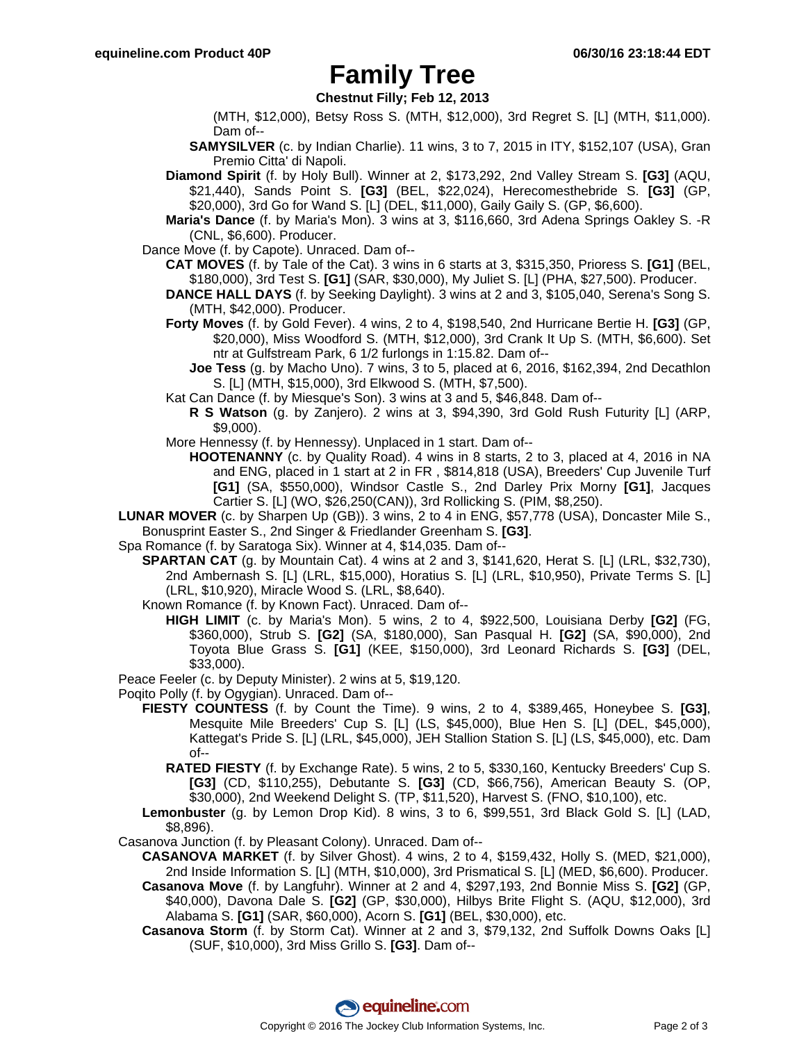# Family Tree

**Chestnut Filly; Feb 12, 2013**

(MTH, $12,000), Betsy Ross S. (MTH, $12,000), 3rd Regret S. [L] (MTH, $11,000). Dam of--

**SAMYSILVER** (c. by Indian Charlie). 11 wins, 3 to 7, 2015 in ITY, $152,107 (USA), Gran Premio Citta' di Napoli.

**Diamond Spirit** (f. by Holy Bull). Winner at 2, $173,292, 2nd Valley Stream S. **[G3]** (AQU, $21,440), Sands Point S. **[G3]** (BEL, $22,024), Herecomesthebride S. **[G3]** (GP, $20,000), 3rd Go for Wand S. [L] (DEL, $11,000), Gaily Gaily S. (GP, $6,600).

**Maria's Dance** (f. by Maria's Mon). 3 wins at 3, $116,660, 3rd Adena Springs Oakley S. -R (CNL, $6,600). Producer.

Dance Move (f. by Capote). Unraced. Dam of--

**CAT MOVES** (f. by Tale of the Cat). 3 wins in 6 starts at 3, $315,350, Prioress S. **[G1]** (BEL, $180,000), 3rd Test S. **[G1]** (SAR, $30,000), My Juliet S. [L] (PHA, $27,500). Producer.

**DANCE HALL DAYS** (f. by Seeking Daylight). 3 wins at 2 and 3, $105,040, Serena's Song S. (MTH, $42,000). Producer.

**Forty Moves** (f. by Gold Fever). 4 wins, 2 to 4, $198,540, 2nd Hurricane Bertie H. **[G3]** (GP, $20,000), Miss Woodford S. (MTH, $12,000), 3rd Crank It Up S. (MTH, $6,600). Set ntr at Gulfstream Park, 6 1/2 furlongs in 1:15.82. Dam of--

**Joe Tess** (g. by Macho Uno). 7 wins, 3 to 5, placed at 6, 2016, $162,394, 2nd Decathlon S. [L] (MTH, $15,000), 3rd Elkwood S. (MTH, $7,500).

Kat Can Dance (f. by Miesque's Son). 3 wins at 3 and 5, $46,848. Dam of--

**R S Watson** (g. by Zanjero). 2 wins at 3, $94,390, 3rd Gold Rush Futurity [L] (ARP, $9,000).

More Hennessy (f. by Hennessy). Unplaced in 1 start. Dam of--

**HOOTENANNY** (c. by Quality Road). 4 wins in 8 starts, 2 to 3, placed at 4, 2016 in NA and ENG, placed in 1 start at 2 in FR , $814,818 (USA), Breeders' Cup Juvenile Turf **[G1]** (SA, $550,000), Windsor Castle S., 2nd Darley Prix Morny **[G1]**, Jacques Cartier S. [L] (WO, $26,250(CAN)), 3rd Rollicking S. (PIM, $8,250).

**LUNAR MOVER** (c. by Sharpen Up (GB)). 3 wins, 2 to 4 in ENG, $57,778 (USA), Doncaster Mile S., Bonusprint Easter S., 2nd Singer & Friedlander Greenham S. **[G3]**.

Spa Romance (f. by Saratoga Six). Winner at 4, $14,035. Dam of--

**SPARTAN CAT** (g. by Mountain Cat). 4 wins at 2 and 3, $141,620, Herat S. [L] (LRL, $32,730), 2nd Ambernash S. [L] (LRL, $15,000), Horatius S. [L] (LRL, $10,950), Private Terms S. [L] (LRL, $10,920), Miracle Wood S. (LRL, $8,640).

Known Romance (f. by Known Fact). Unraced. Dam of--

**HIGH LIMIT** (c. by Maria's Mon). 5 wins, 2 to 4, $922,500, Louisiana Derby **[G2]** (FG, $360,000), Strub S. **[G2]** (SA, $180,000), San Pasqual H. **[G2]** (SA, $90,000), 2nd Toyota Blue Grass S. **[G1]** (KEE, $150,000), 3rd Leonard Richards S. **[G3]** (DEL, $33,000).

Peace Feeler (c. by Deputy Minister). 2 wins at 5, $19,120.

Poqito Polly (f. by Ogygian). Unraced. Dam of--

**FIESTY COUNTESS** (f. by Count the Time). 9 wins, 2 to 4, $389,465, Honeybee S. **[G3]**, Mesquite Mile Breeders' Cup S. [L] (LS, $45,000), Blue Hen S. [L] (DEL, $45,000), Kattegat's Pride S. [L] (LRL, $45,000), JEH Stallion Station S. [L] (LS, $45,000), etc. Dam of--

**RATED FIESTY** (f. by Exchange Rate). 5 wins, 2 to 5, $330,160, Kentucky Breeders' Cup S. **[G3]** (CD, $110,255), Debutante S. **[G3]** (CD, $66,756), American Beauty S. (OP, $30,000), 2nd Weekend Delight S. (TP, $11,520), Harvest S. (FNO, $10,100), etc.

**Lemonbuster** (g. by Lemon Drop Kid). 8 wins, 3 to 6, $99,551, 3rd Black Gold S. [L] (LAD, $8,896).

Casanova Junction (f. by Pleasant Colony). Unraced. Dam of--

**CASANOVA MARKET** (f. by Silver Ghost). 4 wins, 2 to 4, $159,432, Holly S. (MED, $21,000), 2nd Inside Information S. [L] (MTH, $10,000), 3rd Prismatical S. [L] (MED, $6,600). Producer.

**Casanova Move** (f. by Langfuhr). Winner at 2 and 4, $297,193, 2nd Bonnie Miss S. **[G2]** (GP, $40,000), Davona Dale S. **[G2]** (GP, $30,000), Hilbys Brite Flight S. (AQU, $12,000), 3rd Alabama S. **[G1]** (SAR, $60,000), Acorn S. **[G1]** (BEL, $30,000), etc.

**Casanova Storm** (f. by Storm Cat). Winner at 2 and 3, $79,132, 2nd Suffolk Downs Oaks [L] (SUF, $10,000), 3rd Miss Grillo S. **[G3]**. Dam of--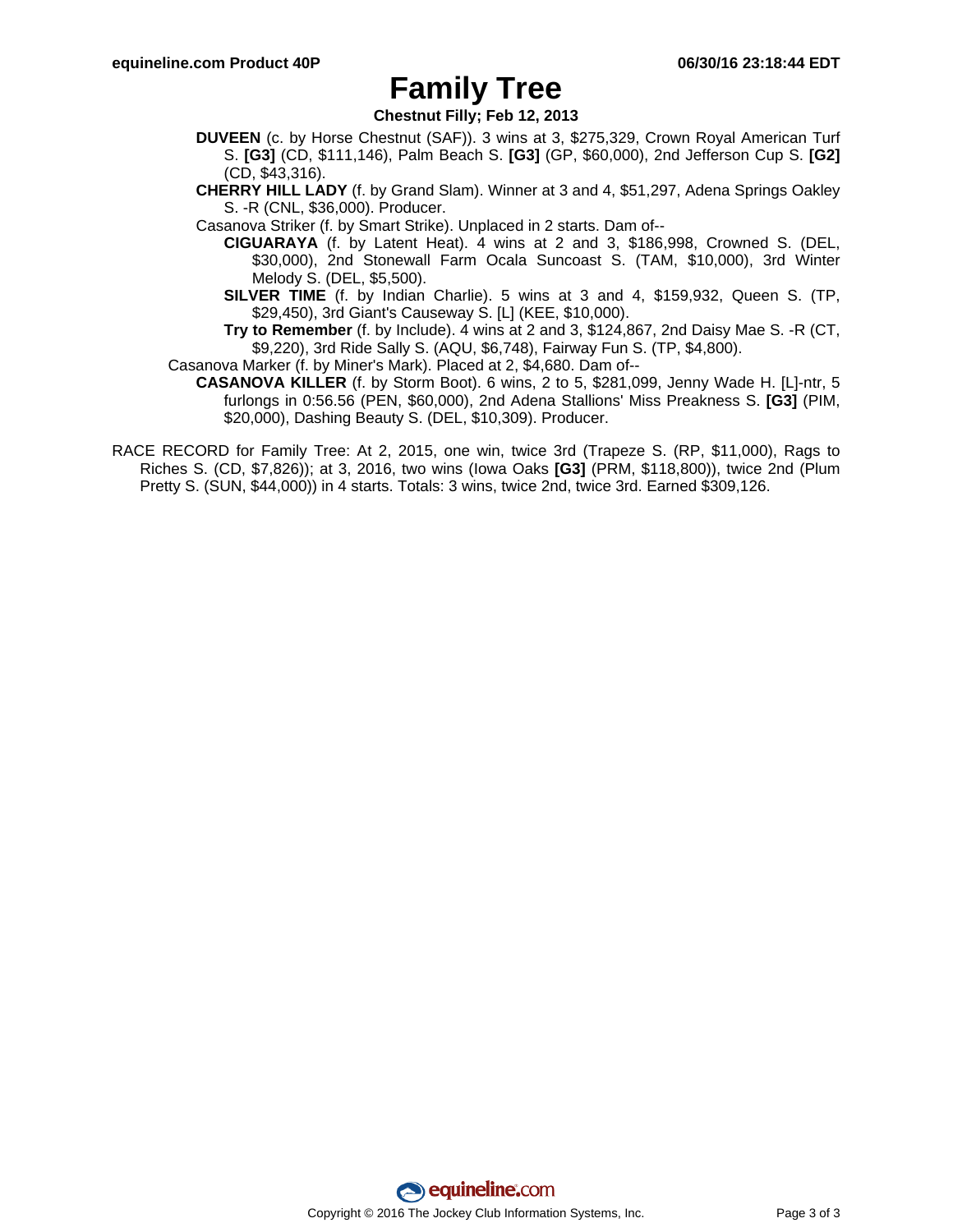# Family Tree

**Chestnut Filly; Feb 12, 2013**

**DUVEEN** (c. by Horse Chestnut (SAF)). 3 wins at 3, $275,329, Crown Royal American Turf S. **[G3]** (CD, $111,146), Palm Beach S. **[G3]** (GP, $60,000), 2nd Jefferson Cup S. **[G2]** (CD, $43,316).

**CHERRY HILL LADY** (f. by Grand Slam). Winner at 3 and 4, $51,297, Adena Springs Oakley S. -R (CNL, $36,000). Producer.

Casanova Striker (f. by Smart Strike). Unplaced in 2 starts. Dam of--

- **CIGUARAYA** (f. by Latent Heat). 4 wins at 2 and 3, $186,998, Crowned S. (DEL, $30,000), 2nd Stonewall Farm Ocala Suncoast S. (TAM, $10,000), 3rd Winter Melody S. (DEL, $5,500).
- **SILVER TIME** (f. by Indian Charlie). 5 wins at 3 and 4, $159,932, Queen S. (TP, $29,450), 3rd Giant's Causeway S. [L] (KEE, $10,000).
- **Try to Remember** (f. by Include). 4 wins at 2 and 3, $124,867, 2nd Daisy Mae S. -R (CT, $9,220), 3rd Ride Sally S. (AQU, $6,748), Fairway Fun S. (TP, $4,800).

Casanova Marker (f. by Miner's Mark). Placed at 2, $4,680. Dam of--

- **CASANOVA KILLER** (f. by Storm Boot). 6 wins, 2 to 5, $281,099, Jenny Wade H. [L]-ntr, 5 furlongs in 0:56.56 (PEN, $60,000), 2nd Adena Stallions' Miss Preakness S. **[G3]** (PIM, $20,000), Dashing Beauty S. (DEL, $10,309). Producer.

RACE RECORD for Family Tree: At 2, 2015, one win, twice 3rd (Trapeze S. (RP, $11,000), Rags to Riches S. (CD, $7,826)); at 3, 2016, two wins (Iowa Oaks **[G3]** (PRM, $118,800)), twice 2nd (Plum Pretty S. (SUN, $44,000)) in 4 starts. Totals: 3 wins, twice 2nd, twice 3rd. Earned $309,126.